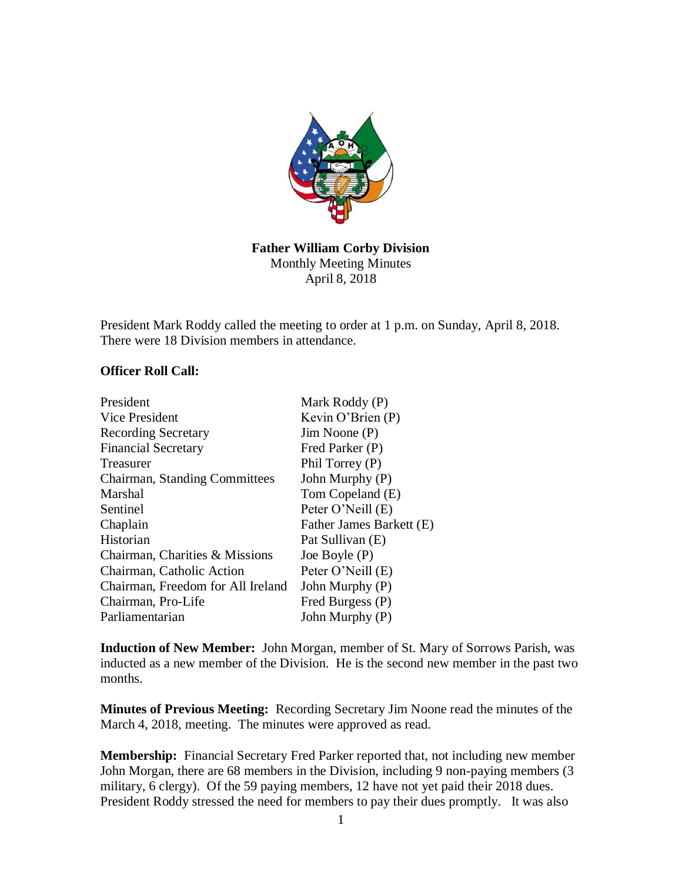**Father William Corby Division**
Monthly Meeting Minutes
April 8, 2018

President Mark Roddy called the meeting to order at 1 p.m. on Sunday, April 8, 2018. There were 18 Division members in attendance.

**Officer Roll Call:**

| | |
|---|---|
| President | Mark Roddy (P) |
| Vice President | Kevin O'Brien (P) |
| Recording Secretary | Jim Noone (P) |
| Financial Secretary | Fred Parker (P) |
| Treasurer | Phil Torrey (P) |
| Chairman, Standing Committees | John Murphy (P) |
| Marshal | Tom Copeland (E) |
| Sentinel | Peter O'Neill (E) |
| Chaplain | Father James Barkett (E) |
| Historian | Pat Sullivan (E) |
| Chairman, Charities & Missions | Joe Boyle (P) |
| Chairman, Catholic Action | Peter O'Neill (E) |
| Chairman, Freedom for All Ireland | John Murphy (P) |
| Chairman, Pro-Life | Fred Burgess (P) |
| Parliamentarian | John Murphy (P) |

**Induction of New Member:** John Morgan, member of St. Mary of Sorrows Parish, was inducted as a new member of the Division. He is the second new member in the past two months.

**Minutes of Previous Meeting:** Recording Secretary Jim Noone read the minutes of the March 4, 2018, meeting. The minutes were approved as read.

**Membership:** Financial Secretary Fred Parker reported that, not including new member John Morgan, there are 68 members in the Division, including 9 non-paying members (3 military, 6 clergy). Of the 59 paying members, 12 have not yet paid their 2018 dues. President Roddy stressed the need for members to pay their dues promptly. It was also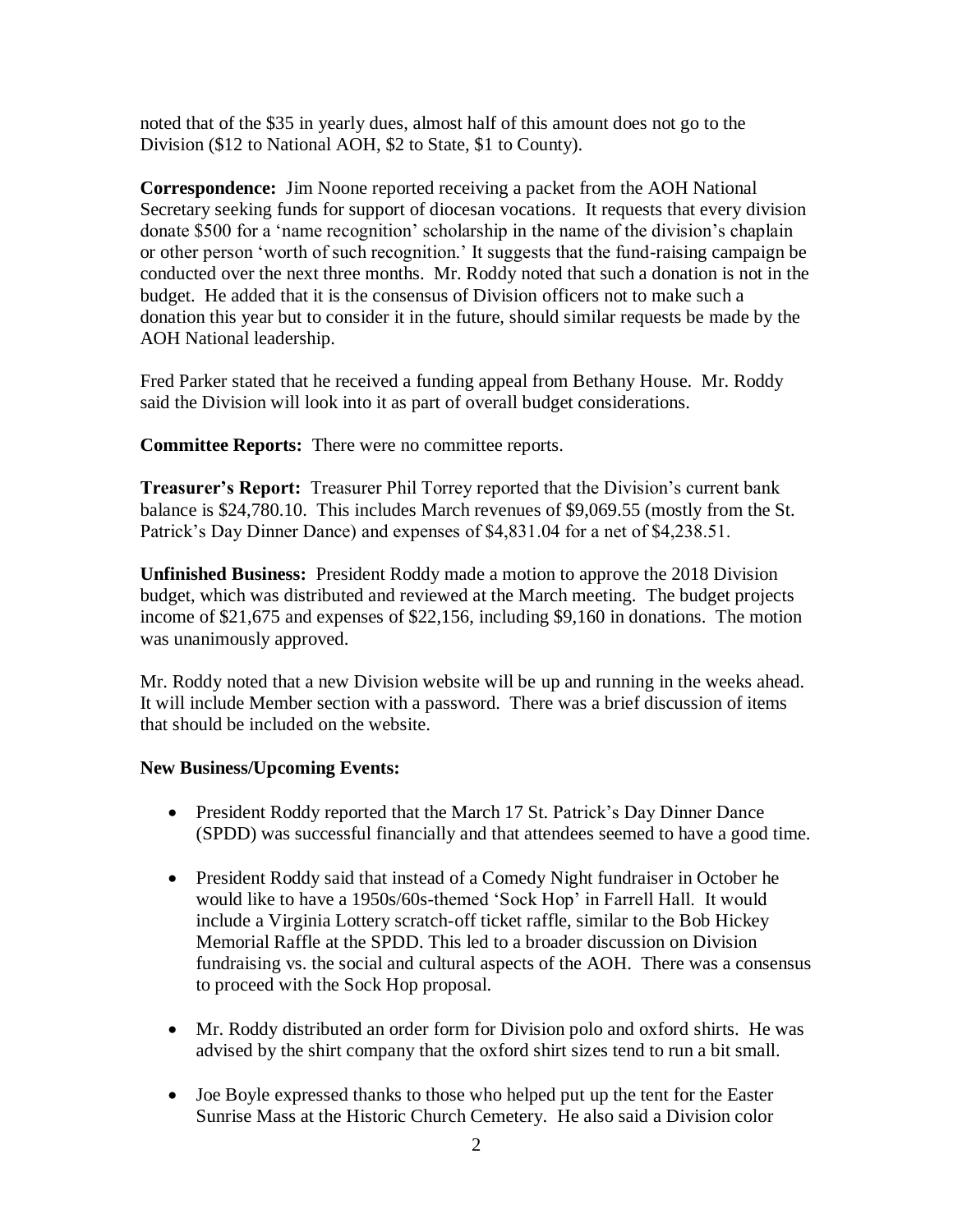noted that of the $35 in yearly dues, almost half of this amount does not go to the Division ($12 to National AOH, $2 to State, $1 to County).

**Correspondence:** Jim Noone reported receiving a packet from the AOH National Secretary seeking funds for support of diocesan vocations. It requests that every division donate $500 for a 'name recognition' scholarship in the name of the division's chaplain or other person 'worth of such recognition.' It suggests that the fund-raising campaign be conducted over the next three months. Mr. Roddy noted that such a donation is not in the budget. He added that it is the consensus of Division officers not to make such a donation this year but to consider it in the future, should similar requests be made by the AOH National leadership.

Fred Parker stated that he received a funding appeal from Bethany House. Mr. Roddy said the Division will look into it as part of overall budget considerations.

**Committee Reports:** There were no committee reports.

**Treasurer's Report:** Treasurer Phil Torrey reported that the Division's current bank balance is $24,780.10. This includes March revenues of $9,069.55 (mostly from the St. Patrick's Day Dinner Dance) and expenses of $4,831.04 for a net of $4,238.51.

**Unfinished Business:** President Roddy made a motion to approve the 2018 Division budget, which was distributed and reviewed at the March meeting. The budget projects income of $21,675 and expenses of $22,156, including $9,160 in donations. The motion was unanimously approved.

Mr. Roddy noted that a new Division website will be up and running in the weeks ahead. It will include Member section with a password. There was a brief discussion of items that should be included on the website.

**New Business/Upcoming Events:**

- President Roddy reported that the March 17 St. Patrick's Day Dinner Dance (SPDD) was successful financially and that attendees seemed to have a good time.

- President Roddy said that instead of a Comedy Night fundraiser in October he would like to have a 1950s/60s-themed 'Sock Hop' in Farrell Hall. It would include a Virginia Lottery scratch-off ticket raffle, similar to the Bob Hickey Memorial Raffle at the SPDD. This led to a broader discussion on Division fundraising vs. the social and cultural aspects of the AOH. There was a consensus to proceed with the Sock Hop proposal.

- Mr. Roddy distributed an order form for Division polo and oxford shirts. He was advised by the shirt company that the oxford shirt sizes tend to run a bit small.

- Joe Boyle expressed thanks to those who helped put up the tent for the Easter Sunrise Mass at the Historic Church Cemetery. He also said a Division color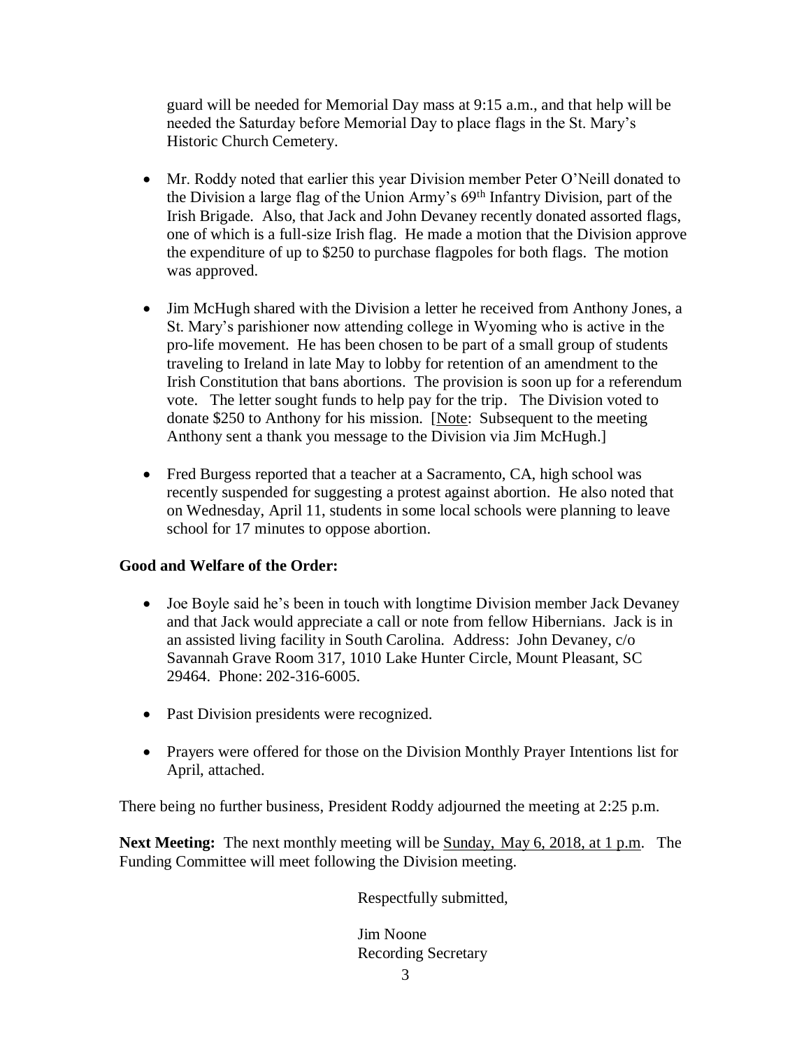guard will be needed for Memorial Day mass at 9:15 a.m., and that help will be needed the Saturday before Memorial Day to place flags in the St. Mary's Historic Church Cemetery.

- Mr. Roddy noted that earlier this year Division member Peter O'Neill donated to the Division a large flag of the Union Army's 69th Infantry Division, part of the Irish Brigade. Also, that Jack and John Devaney recently donated assorted flags, one of which is a full-size Irish flag. He made a motion that the Division approve the expenditure of up to $250 to purchase flagpoles for both flags. The motion was approved.

- Jim McHugh shared with the Division a letter he received from Anthony Jones, a St. Mary's parishioner now attending college in Wyoming who is active in the pro-life movement. He has been chosen to be part of a small group of students traveling to Ireland in late May to lobby for retention of an amendment to the Irish Constitution that bans abortions. The provision is soon up for a referendum vote. The letter sought funds to help pay for the trip. The Division voted to donate $250 to Anthony for his mission. [Note: Subsequent to the meeting Anthony sent a thank you message to the Division via Jim McHugh.]

- Fred Burgess reported that a teacher at a Sacramento, CA, high school was recently suspended for suggesting a protest against abortion. He also noted that on Wednesday, April 11, students in some local schools were planning to leave school for 17 minutes to oppose abortion.

**Good and Welfare of the Order:**

- Joe Boyle said he's been in touch with longtime Division member Jack Devaney and that Jack would appreciate a call or note from fellow Hibernians. Jack is in an assisted living facility in South Carolina. Address: John Devaney, c/o Savannah Grave Room 317, 1010 Lake Hunter Circle, Mount Pleasant, SC 29464. Phone: 202-316-6005.

- Past Division presidents were recognized.

- Prayers were offered for those on the Division Monthly Prayer Intentions list for April, attached.

There being no further business, President Roddy adjourned the meeting at 2:25 p.m.

**Next Meeting:** The next monthly meeting will be Sunday, May 6, 2018, at 1 p.m. The Funding Committee will meet following the Division meeting.

Respectfully submitted,

Jim Noone
Recording Secretary